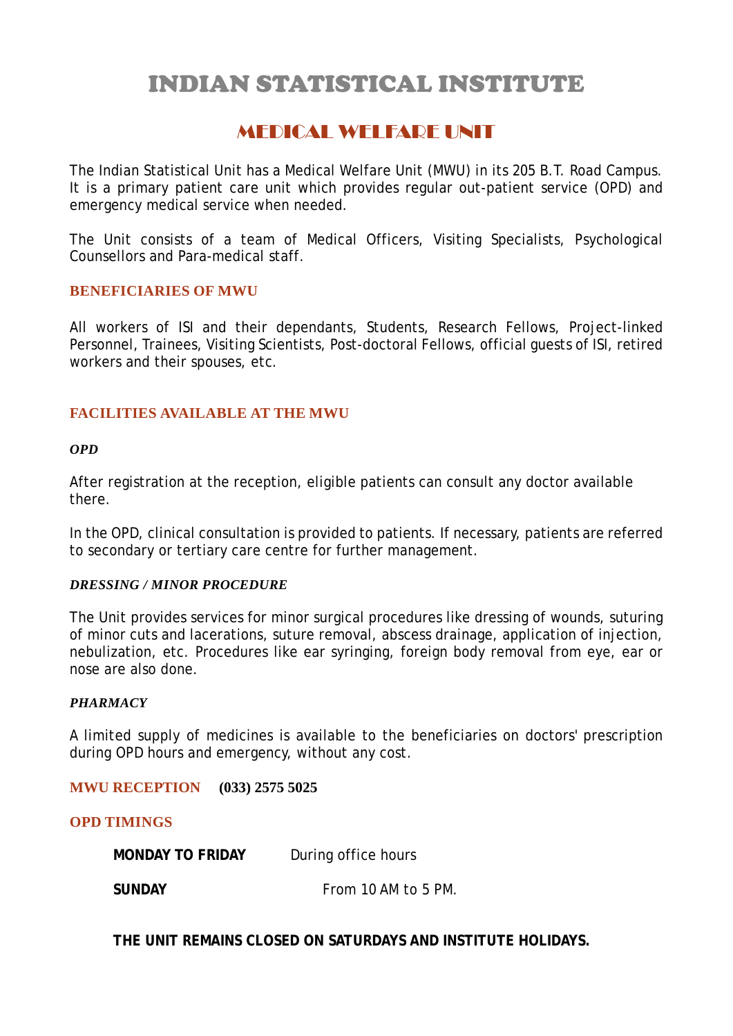# INDIAN STATISTICAL INSTITUTE

## MEDICAL WELFARE UNIT

The Indian Statistical Unit has a Medical Welfare Unit (MWU) in its 205 B.T. Road Campus. It is a primary patient care unit which provides regular out-patient service (OPD) and emergency medical service when needed.

The Unit consists of a team of Medical Officers, Visiting Specialists, Psychological Counsellors and Para-medical staff.

### BENEFICIARIES OF MWU

All workers of ISI and their dependants, Students, Research Fellows, Project-linked Personnel, Trainees, Visiting Scientists, Post-doctoral Fellows, official guests of ISI, retired workers and their spouses, etc.

### FACILITIES AVAILABLE AT THE MWU

#### *OPD*

After registration at the reception, eligible patients can consult any doctor available there.

In the OPD, clinical consultation is provided to patients. If necessary, patients are referred to secondary or tertiary care centre for further management.

#### *DRESSING / MINOR PROCEDURE*

The Unit provides services for minor surgical procedures like dressing of wounds, suturing of minor cuts and lacerations, suture removal, abscess drainage, application of injection, nebulization, etc. Procedures like ear syringing, foreign body removal from eye, ear or nose are also done.

#### *PHARMACY*

A limited supply of medicines is available to the beneficiaries on doctors' prescription during OPD hours and emergency, without any cost.

### MWU RECEPTION **(033) 2575 5025**

### OPD TIMINGS

**MONDAY TO FRIDAY** During office hours

**SUNDAY** From 10 AM to 5 PM.

**THE UNIT REMAINS CLOSED ON SATURDAYS AND INSTITUTE HOLIDAYS.**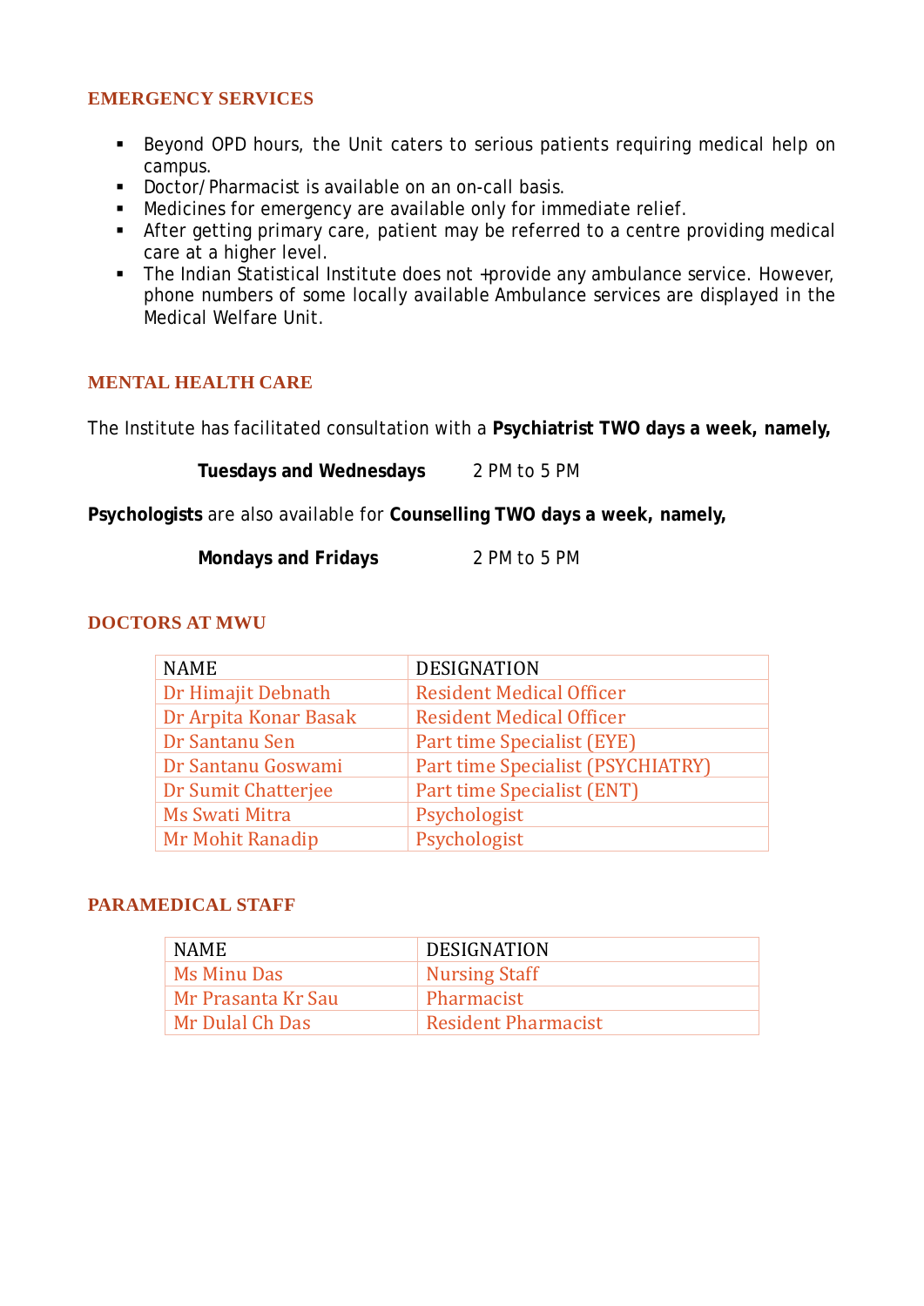## EMERGENCY SERVICES

- Beyond OPD hours, the Unit caters to serious patients requiring medical help on campus.
- Doctor/Pharmacist is available on an on-call basis.
- Medicines for emergency are available only for immediate relief.
- After getting primary care, patient may be referred to a centre providing medical care at a higher level.
- The Indian Statistical Institute does not +provide any ambulance service. However, phone numbers of some locally available Ambulance services are displayed in the Medical Welfare Unit.

## MENTAL HEALTH CARE

The Institute has facilitated consultation with a **Psychiatrist TWO days a week, namely,**

**Tuesdays and Wednesdays** 2 PM to 5 PM

**Psychologists** are also available for **Counselling TWO days a week, namely,**

**Mondays and Fridays** 2 PM to 5 PM

## DOCTORS AT MWU

| NAME | DESIGNATION |
|---|---|
| Dr Himajit Debnath | Resident Medical Officer |
| Dr Arpita Konar Basak | Resident Medical Officer |
| Dr Santanu Sen | Part time Specialist (EYE) |
| Dr Santanu Goswami | Part time Specialist (PSYCHIATRY) |
| Dr Sumit Chatterjee | Part time Specialist (ENT) |
| Ms Swati Mitra | Psychologist |
| Mr Mohit Ranadip | Psychologist |

## PARAMEDICAL STAFF

| NAME | DESIGNATION |
|---|---|
| Ms Minu Das | Nursing Staff |
| Mr Prasanta Kr Sau | Pharmacist |
| Mr Dulal Ch Das | Resident Pharmacist |